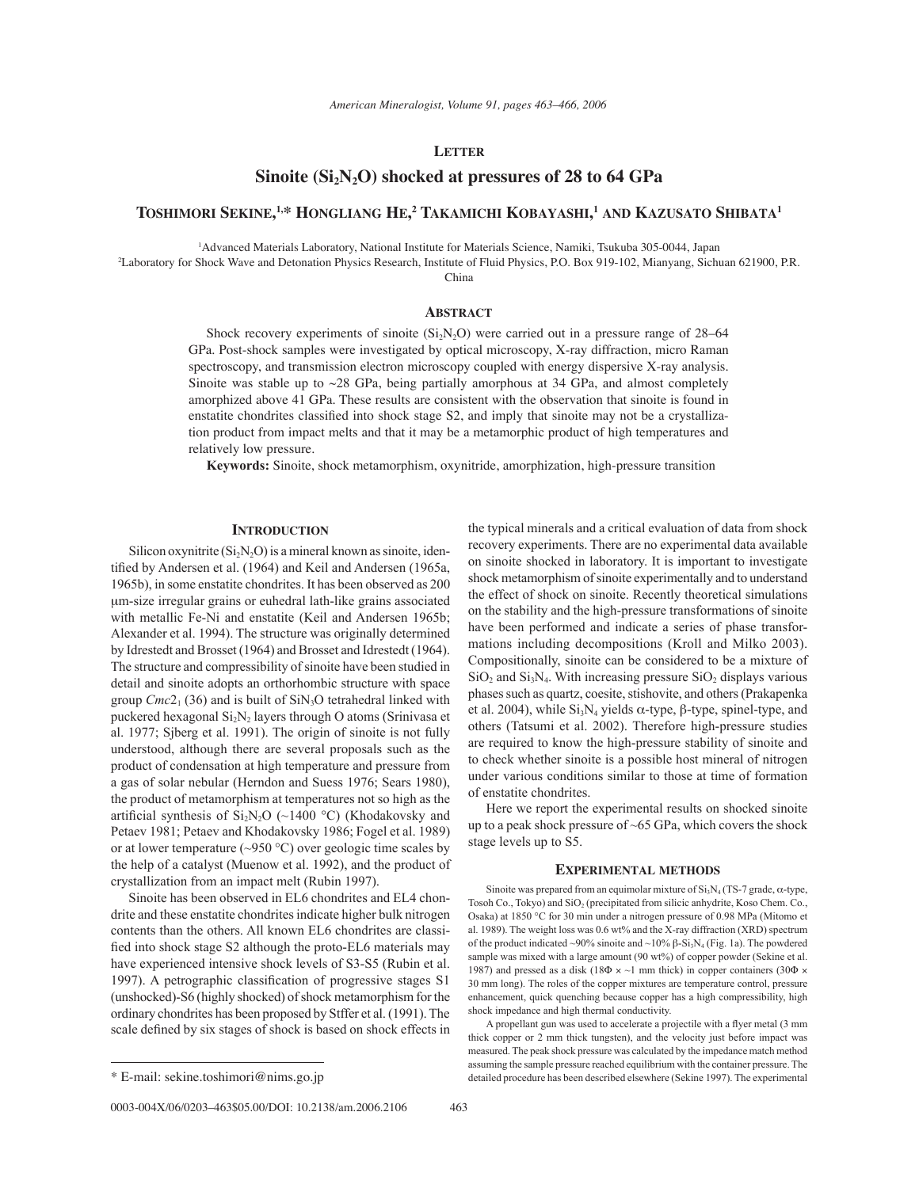**Letter**

# Sinoite ($Si_2N_2O$) shocked at pressures of 28 to 64 GPa

**Toshimori Sekine,[1,*] Hongliang He,[2] Takamichi Kobayashi,[1] and Kazusato Shibata[1]**

[1]Advanced Materials Laboratory, National Institute for Materials Science, Namiki, Tsukuba 305-0044, Japan

[2]Laboratory for Shock Wave and Detonation Physics Research, Institute of Fluid Physics, P.O. Box 919-102, Mianyang, Sichuan 621900, P.R. China

## Abstract

Shock recovery experiments of sinoite ($Si_2N_2O$) were carried out in a pressure range of 28–64 GPa. Post-shock samples were investigated by optical microscopy, X-ray diffraction, micro Raman spectroscopy, and transmission electron microscopy coupled with energy dispersive X-ray analysis. Sinoite was stable up to ~28 GPa, being partially amorphous at 34 GPa, and almost completely amorphized above 41 GPa. These results are consistent with the observation that sinoite is found in enstatite chondrites classified into shock stage S2, and imply that sinoite may not be a crystallization product from impact melts and that it may be a metamorphic product of high temperatures and relatively low pressure.

**Keywords:** Sinoite, shock metamorphism, oxynitride, amorphization, high-pressure transition

## Introduction

Silicon oxynitrite ($Si_2N_2O$) is a mineral known as sinoite, identified by Andersen et al. (1964) and Keil and Andersen (1965a, 1965b), in some enstatite chondrites. It has been observed as 200 μm-size irregular grains or euhedral lath-like grains associated with metallic Fe-Ni and enstatite (Keil and Andersen 1965b; Alexander et al. 1994). The structure was originally determined by Idrestedt and Brosset (1964) and Brosset and Idrestedt (1964). The structure and compressibility of sinoite have been studied in detail and sinoite adopts an orthorhombic structure with space group $Cmc2_1$ (36) and is built of $SiN_3O$ tetrahedral linked with puckered hexagonal $Si_2N_2$ layers through O atoms (Srinivasa et al. 1977; Sjberg et al. 1991). The origin of sinoite is not fully understood, although there are several proposals such as the product of condensation at high temperature and pressure from a gas of solar nebular (Herndon and Suess 1976; Sears 1980), the product of metamorphism at temperatures not so high as the artificial synthesis of $Si_2N_2O$ (~1400 °C) (Khodakovsky and Petaev 1981; Petaev and Khodakovsky 1986; Fogel et al. 1989) or at lower temperature (~950 °C) over geologic time scales by the help of a catalyst (Muenow et al. 1992), and the product of crystallization from an impact melt (Rubin 1997).

Sinoite has been observed in EL6 chondrites and EL4 chondrite and these enstatite chondrites indicate higher bulk nitrogen contents than the others. All known EL6 chondrites are classified into shock stage S2 although the proto-EL6 materials may have experienced intensive shock levels of S3-S5 (Rubin et al. 1997). A petrographic classification of progressive stages S1 (unshocked)-S6 (highly shocked) of shock metamorphism for the ordinary chondrites has been proposed by Stffer et al. (1991). The scale defined by six stages of shock is based on shock effects in the typical minerals and a critical evaluation of data from shock recovery experiments. There are no experimental data available on sinoite shocked in laboratory. It is important to investigate shock metamorphism of sinoite experimentally and to understand the effect of shock on sinoite. Recently theoretical simulations on the stability and the high-pressure transformations of sinoite have been performed and indicate a series of phase transformations including decompositions (Kroll and Milko 2003). Compositionally, sinoite can be considered to be a mixture of $SiO_2$ and $Si_3N_4$. With increasing pressure $SiO_2$ displays various phases such as quartz, coesite, stishovite, and others (Prakapenka et al. 2004), while $Si_3N_4$ yields α-type, β-type, spinel-type, and others (Tatsumi et al. 2002). Therefore high-pressure studies are required to know the high-pressure stability of sinoite and to check whether sinoite is a possible host mineral of nitrogen under various conditions similar to those at time of formation of enstatite chondrites.

Here we report the experimental results on shocked sinoite up to a peak shock pressure of ~65 GPa, which covers the shock stage levels up to S5.

## Experimental methods

Sinoite was prepared from an equimolar mixture of $Si_3N_4$ (TS-7 grade, α-type, Tosoh Co., Tokyo) and $SiO_2$ (precipitated from silicic anhydride, Koso Chem. Co., Osaka) at 1850 °C for 30 min under a nitrogen pressure of 0.98 MPa (Mitomo et al. 1989). The weight loss was 0.6 wt% and the X-ray diffraction (XRD) spectrum of the product indicated ~90% sinoite and ~10% β-$Si_3N_4$ (Fig. 1a). The powdered sample was mixed with a large amount (90 wt%) of copper powder (Sekine et al. 1987) and pressed as a disk (18Φ × ~1 mm thick) in copper containers (30Φ × 30 mm long). The roles of the copper mixtures are temperature control, pressure enhancement, quick quenching because copper has a high compressibility, high shock impedance and high thermal conductivity.

A propellant gun was used to accelerate a projectile with a flyer metal (3 mm thick copper or 2 mm thick tungsten), and the velocity just before impact was measured. The peak shock pressure was calculated by the impedance match method assuming the sample pressure reached equilibrium with the container pressure. The detailed procedure has been described elsewhere (Sekine 1997). The experimental

\* E-mail: sekine.toshimori@nims.go.jp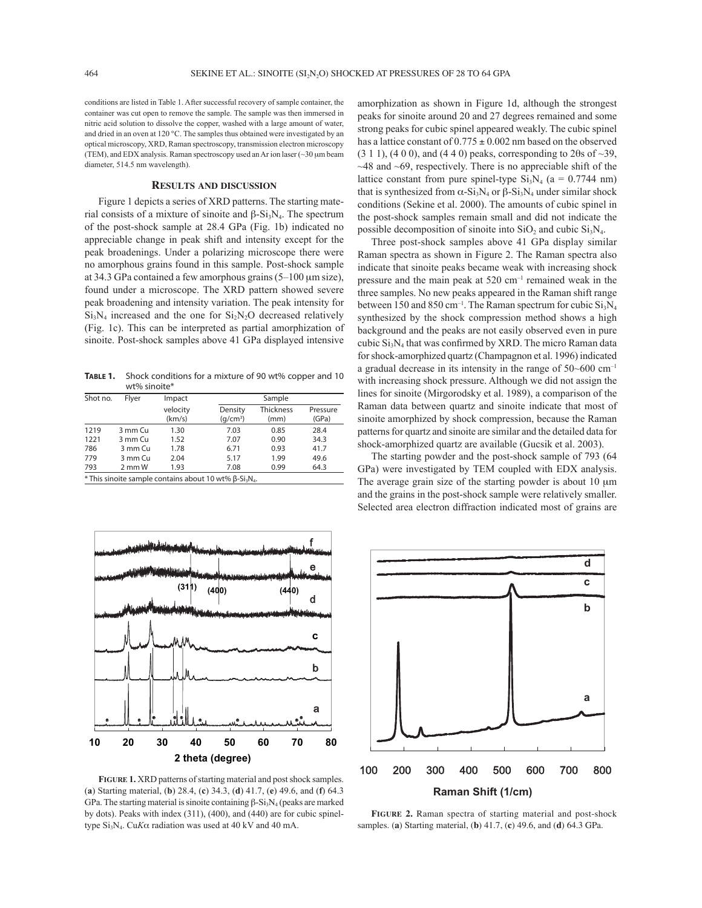conditions are listed in Table 1. After successful recovery of sample container, the container was cut open to remove the sample. The sample was then immersed in nitric acid solution to dissolve the copper, washed with a large amount of water, and dried in an oven at 120 °C. The samples thus obtained were investigated by an optical microscopy, XRD, Raman spectroscopy, transmission electron microscopy (TEM), and EDX analysis. Raman spectroscopy used an Ar ion laser (~30 μm beam diameter, 514.5 nm wavelength).

## Results and discussion

Figure 1 depicts a series of XRD patterns. The starting material consists of a mixture of sinoite and β-$Si_3N_4$. The spectrum of the post-shock sample at 28.4 GPa (Fig. 1b) indicated no appreciable change in peak shift and intensity except for the peak broadenings. Under a polarizing microscope there were no amorphous grains found in this sample. Post-shock sample at 34.3 GPa contained a few amorphous grains (5–100 μm size), found under a microscope. The XRD pattern showed severe peak broadening and intensity variation. The peak intensity for $Si_3N_4$ increased and the one for $Si_2N_2O$ decreased relatively (Fig. 1c). This can be interpreted as partial amorphization of sinoite. Post-shock samples above 41 GPa displayed intensive amorphization as shown in Figure 1d, although the strongest peaks for sinoite around 20 and 27 degrees remained and some strong peaks for cubic spinel appeared weakly. The cubic spinel has a lattice constant of 0.775 ± 0.002 nm based on the observed (3 1 1), (4 0 0), and (4 4 0) peaks, corresponding to 2θs of ~39, ~48 and ~69, respectively. There is no appreciable shift of the lattice constant from pure spinel-type $Si_3N_4$ (a = 0.7744 nm) that is synthesized from α-$Si_3N_4$ or β-$Si_3N_4$ under similar shock conditions (Sekine et al. 2000). The amounts of cubic spinel in the post-shock samples remain small and did not indicate the possible decomposition of sinoite into $SiO_2$ and cubic $Si_3N_4$.

**Table 1.** Shock conditions for a mixture of 90 wt% copper and 10 wt% sinoite*

| Shot no. | Flyer | Impact velocity (km/s) | Sample | | |
|---|---|---|---|---|---|
| | | | Density (g/cm³) | Thickness (mm) | Pressure (GPa) |
| 1219 | 3 mm Cu | 1.30 | 7.03 | 0.85 | 28.4 |
| 1221 | 3 mm Cu | 1.52 | 7.07 | 0.90 | 34.3 |
| 786 | 3 mm Cu | 1.78 | 6.71 | 0.93 | 41.7 |
| 779 | 3 mm Cu | 2.04 | 5.17 | 1.99 | 49.6 |
| 793 | 2 mm W | 1.93 | 7.08 | 0.99 | 64.3 |

\* This sinoite sample contains about 10 wt% β-$Si_3N_4$.

Three post-shock samples above 41 GPa display similar Raman spectra as shown in Figure 2. The Raman spectra also indicate that sinoite peaks became weak with increasing shock pressure and the main peak at 520 $cm^{-1}$ remained weak in the three samples. No new peaks appeared in the Raman shift range between 150 and 850 $cm^{-1}$. The Raman spectrum for cubic $Si_3N_4$ synthesized by the shock compression method shows a high background and the peaks are not easily observed even in pure cubic $Si_3N_4$ that was confirmed by XRD. The micro Raman data for shock-amorphized quartz (Champagnon et al. 1996) indicated a gradual decrease in its intensity in the range of 50~600 $cm^{-1}$ with increasing shock pressure. Although we did not assign the lines for sinoite (Mirgorodsky et al. 1989), a comparison of the Raman data between quartz and sinoite indicate that most of sinoite amorphized by shock compression, because the Raman patterns for quartz and sinoite are similar and the detailed data for shock-amorphized quartz are available (Gucsik et al. 2003).

The starting powder and the post-shock sample of 793 (64 GPa) were investigated by TEM coupled with EDX analysis. The average grain size of the starting powder is about 10 μm and the grains in the post-shock sample were relatively smaller. Selected area electron diffraction indicated most of grains are

**Figure 1.** XRD patterns of starting material and post shock samples. (**a**) Starting material, (**b**) 28.4, (**c**) 34.3, (**d**) 41.7, (**e**) 49.6, and (**f**) 64.3 GPa. The starting material is sinoite containing β-$Si_3N_4$ (peaks are marked by dots). Peaks with index (311), (400), and (440) are for cubic spinel-type $Si_3N_4$. Cu*K*α radiation was used at 40 kV and 40 mA.

**Figure 2.** Raman spectra of starting material and post-shock samples. (**a**) Starting material, (**b**) 41.7, (**c**) 49.6, and (**d**) 64.3 GPa.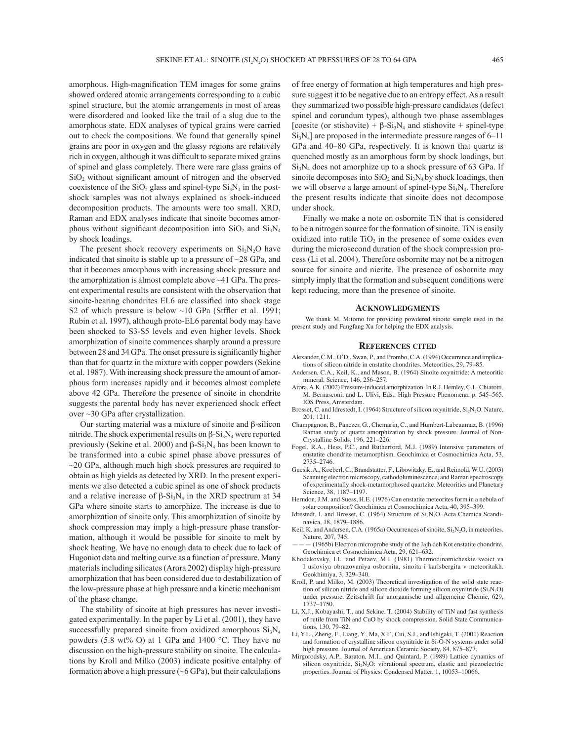amorphous. High-magnification TEM images for some grains showed ordered atomic arrangements corresponding to a cubic spinel structure, but the atomic arrangements in most of areas were disordered and looked like the trail of a slug due to the amorphous state. EDX analyses of typical grains were carried out to check the compositions. We found that generally spinel grains are poor in oxygen and the glassy regions are relatively rich in oxygen, although it was difficult to separate mixed grains of spinel and glass completely. There were rare glass grains of $SiO_2$ without significant amount of nitrogen and the observed coexistence of the $SiO_2$ glass and spinel-type $Si_3N_4$ in the post-shock samples was not always explained as shock-induced decomposition products. The amounts were too small. XRD, Raman and EDX analyses indicate that sinoite becomes amorphous without significant decomposition into $SiO_2$ and $Si_3N_4$ by shock loadings.

The present shock recovery experiments on $Si_2N_2O$ have indicated that sinoite is stable up to a pressure of ~28 GPa, and that it becomes amorphous with increasing shock pressure and the amorphization is almost complete above ~41 GPa. The present experimental results are consistent with the observation that sinoite-bearing chondrites EL6 are classified into shock stage S2 of which pressure is below ~10 GPa (Stffler et al. 1991; Rubin et al. 1997), although proto-EL6 parental body may have been shocked to S3-S5 levels and even higher levels. Shock amorphization of sinoite commences sharply around a pressure between 28 and 34 GPa. The onset pressure is significantly higher than that for quartz in the mixture with copper powders (Sekine et al. 1987). With increasing shock pressure the amount of amorphous form increases rapidly and it becomes almost complete above 42 GPa. Therefore the presence of sinoite in chondrite suggests the parental body has never experienced shock effect over ~30 GPa after crystallization.

Our starting material was a mixture of sinoite and β-silicon nitride. The shock experimental results on β-$Si_3N_4$ were reported previously (Sekine et al. 2000) and β-$Si_3N_4$ has been known to be transformed into a cubic spinel phase above pressures of ~20 GPa, although much high shock pressures are required to obtain as high yields as detected by XRD. In the present experiments we also detected a cubic spinel as one of shock products and a relative increase of β-$Si_3N_4$ in the XRD spectrum at 34 GPa where sinoite starts to amorphize. The increase is due to amorphization of sinoite only. This amorphization of sinoite by shock compression may imply a high-pressure phase transformation, although it would be possible for sinoite to melt by shock heating. We have no enough data to check due to lack of Hugoniot data and melting curve as a function of pressure. Many materials including silicates (Arora 2002) display high-pressure amorphization that has been considered due to destabilization of the low-pressure phase at high pressure and a kinetic mechanism of the phase change.

The stability of sinoite at high pressures has never investigated experimentally. In the paper by Li et al. (2001), they have successfully prepared sinoite from oxidized amorphous $Si_3N_4$ powders (5.8 wt% O) at 1 GPa and 1400 °C. They have no discussion on the high-pressure stability on sinoite. The calculations by Kroll and Milko (2003) indicate positive entalphy of formation above a high pressure (~6 GPa), but their calculations of free energy of formation at high temperatures and high pressure suggest it to be negative due to an entropy effect. As a result they summarized two possible high-pressure candidates (defect spinel and corundum types), although two phase assemblages [coesite (or stishovite) + β-$Si_3N_4$ and stishovite + spinel-type $Si_3N_4$] are proposed in the intermediate pressure ranges of 6–11 GPa and 40–80 GPa, respectively. It is known that quartz is quenched mostly as an amorphous form by shock loadings, but $Si_3N_4$ does not amorphize up to a shock pressure of 63 GPa. If sinoite decomposes into $SiO_2$ and $Si_3N_4$ by shock loadings, then we will observe a large amount of spinel-type $Si_3N_4$. Therefore the present results indicate that sinoite does not decompose under shock.

Finally we make a note on osbornite TiN that is considered to be a nitrogen source for the formation of sinoite. TiN is easily oxidized into rutile $TiO_2$ in the presence of some oxides even during the microsecond duration of the shock compression process (Li et al. 2004). Therefore osbornite may not be a nitrogen source for sinoite and nierite. The presence of osbornite may simply imply that the formation and subsequent conditions were kept reducing, more than the presence of sinoite.

## Acknowledgments

We thank M. Mitomo for providing powdered sinoite sample used in the present study and Fangfang Xu for helping the EDX analysis.

## References cited

Alexander, C.M., O'D., Swan, P., and Prombo, C.A. (1994) Occurrence and implications of silicon nitride in enstatite chondrites. Meteoritics, 29, 79–85.

Andersen, C.A., Keil, K., and Mason, B. (1964) Sinoite oxynitride: A meteoritic mineral. Science, 146, 256–257.

Arora, A.K. (2002) Pressure-induced amorphization. In R.J. Hemley, G.L. Chiarotti, M. Bernasconi, and L. Ulivi, Eds., High Pressure Phenomena, p. 545–565. IOS Press, Amsterdam.

Brosset, C. and Idrestedt, I. (1964) Structure of silicon oxynitride, $Si_2N_2O$. Nature, 201, 1211.

Champagnon, B., Panczer, G., Chemarin, C., and Humbert-Labeaumaz, B. (1996) Raman study of quartz amorphization by shock pressure. Journal of Non-Crystalline Solids, 196, 221–226.

Fogel, R.A., Hess, P.C., and Rutherford, M.J. (1989) Intensive parameters of enstatite chondrite metamorphism. Geochimica et Cosmochimica Acta, 53, 2735–2746.

Gucsik, A., Koeberl, C., Brandstatter, F., Libowitzky, E., and Reimold, W.U. (2003) Scanning electron microscopy, cathodoluminescence, and Raman spectroscopy of experimentally shock-metamorphosed quartzite. Meteoritics and Planetary Science, 38, 1187–1197.

Herndon, J.M. and Suess, H.E. (1976) Can enstatite meteorites form in a nebula of solar composition? Geochimica et Cosmochimica Acta, 40, 395–399.

Idrestedt, I. and Brosset, C. (1964) Structure of $Si_2N_2O$. Acta Chemica Scandinavica, 18, 1879–1886.

Keil, K. and Andersen, C.A. (1965a) Occurrences of sinoite, $Si_2N_2O$, in meteorites. Nature, 207, 745.

——— (1965b) Electron microprobe study of the Jajh deh Kot enstatite chondrite. Geochimica et Cosmochimica Acta, 29, 621–632.

Khodakovsky, I.L. and Petaev, M.I. (1981) Thermodinamicheskie svoict va I usloviya obrazovaniya osbornita, sinoita i karlsbergita v meteoritakh. Geokhimiya, 3, 329–340.

Kroll, P. and Milko, M. (2003) Theoretical investigation of the solid state reaction of silicon nitride and silicon dioxide forming silicon oxynitride ($Si_2N_2O$) under pressure. Zeitschrift für anorganische und allgemeine Chemie, 629, 1737–1750.

Li, X.J., Kobayashi, T., and Sekine, T. (2004) Stability of TiN and fast synthesis of rutile from TiN and CuO by shock compression. Solid State Communications, 130, 79–82.

Li, Y.L., Zheng, F., Liang, Y., Ma, X.F., Cui, S.J., and Ishigaki, T. (2001) Reaction and formation of crystalline silicon oxynitride in Si-O-N systems under solid high pressure. Journal of American Ceramic Society, 84, 875–877.

Mirgorodsky, A.P., Baraton, M.I., and Quintard, P. (1989) Lattice dynamics of silicon oxynitride, $Si_2N_2O$: vibrational spectrum, elastic and piezoelectric properties. Journal of Physics: Condensed Matter, 1, 10053–10066.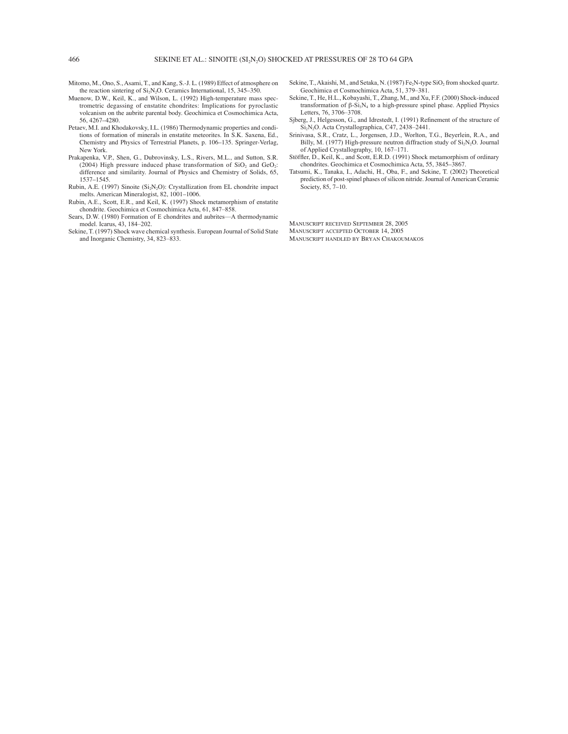Mitomo, M., Ono, S., Asami, T., and Kang, S.-J. L. (1989) Effect of atmosphere on the reaction sintering of $Si_2N_2O$. Ceramics International, 15, 345–350.

Muenow, D.W., Keil, K., and Wilson, L. (1992) High-temperature mass spectrometric degassing of enstatite chondrites: Implications for pyroclastic volcanism on the aubrite parental body. Geochimica et Cosmochimica Acta, 56, 4267–4280.

Petaev, M.I. and Khodakovsky, I.L. (1986) Thermodynamic properties and conditions of formation of minerals in enstatite meteorites. In S.K. Saxena, Ed., Chemistry and Physics of Terrestrial Planets, p. 106–135. Springer-Verlag, New York.

Prakapenka, V.P., Shen, G., Dubrovinsky, L.S., Rivers, M.L., and Sutton, S.R. (2004) High pressure induced phase transformation of $SiO_2$ and $GeO_2$: difference and similarity. Journal of Physics and Chemistry of Solids, 65, 1537–1545.

Rubin, A.E. (1997) Sinoite ($Si_2N_2O$): Crystallization from EL chondrite impact melts. American Mineralogist, 82, 1001–1006.

Rubin, A.E., Scott, E.R., and Keil, K. (1997) Shock metamorphism of enstatite chondrite. Geochimica et Cosmochimica Acta, 61, 847–858.

Sears, D.W. (1980) Formation of E chondrites and aubrites—A thermodynamic model. Icarus, 43, 184–202.

Sekine, T. (1997) Shock wave chemical synthesis. European Journal of Solid State and Inorganic Chemistry, 34, 823–833.

Sekine, T., Akaishi, M., and Setaka, N. (1987) $Fe_2N$-type $SiO_2$ from shocked quartz. Geochimica et Cosmochimica Acta, 51, 379–381.

Sekine, T., He, H.L., Kobayashi, T., Zhang, M., and Xu, F.F. (2000) Shock-induced transformation of $\beta$-$Si_3N_4$ to a high-pressure spinel phase. Applied Physics Letters, 76, 3706–3708.

Sjberg, J., Helgesson, G., and Idrestedt, I. (1991) Refinement of the structure of $Si_2N_2O$. Acta Crystallographica, C47, 2438–2441.

Srinivasa, S.R., Cratz, L., Jorgensen, J.D., Worlton, T.G., Beyerlein, R.A., and Billy, M. (1977) High-pressure neutron diffraction study of $Si_2N_2O$. Journal of Applied Crystallography, 10, 167–171.

Stöffler, D., Keil, K., and Scott, E.R.D. (1991) Shock metamorphism of ordinary chondrites. Geochimica et Cosmochimica Acta, 55, 3845–3867.

Tatsumi, K., Tanaka, I., Adachi, H., Oba, F., and Sekine, T. (2002) Theoretical prediction of post-spinel phases of silicon nitride. Journal of American Ceramic Society, 85, 7–10.

Manuscript received September 28, 2005
Manuscript accepted October 14, 2005
Manuscript handled by Bryan Chakoumakos